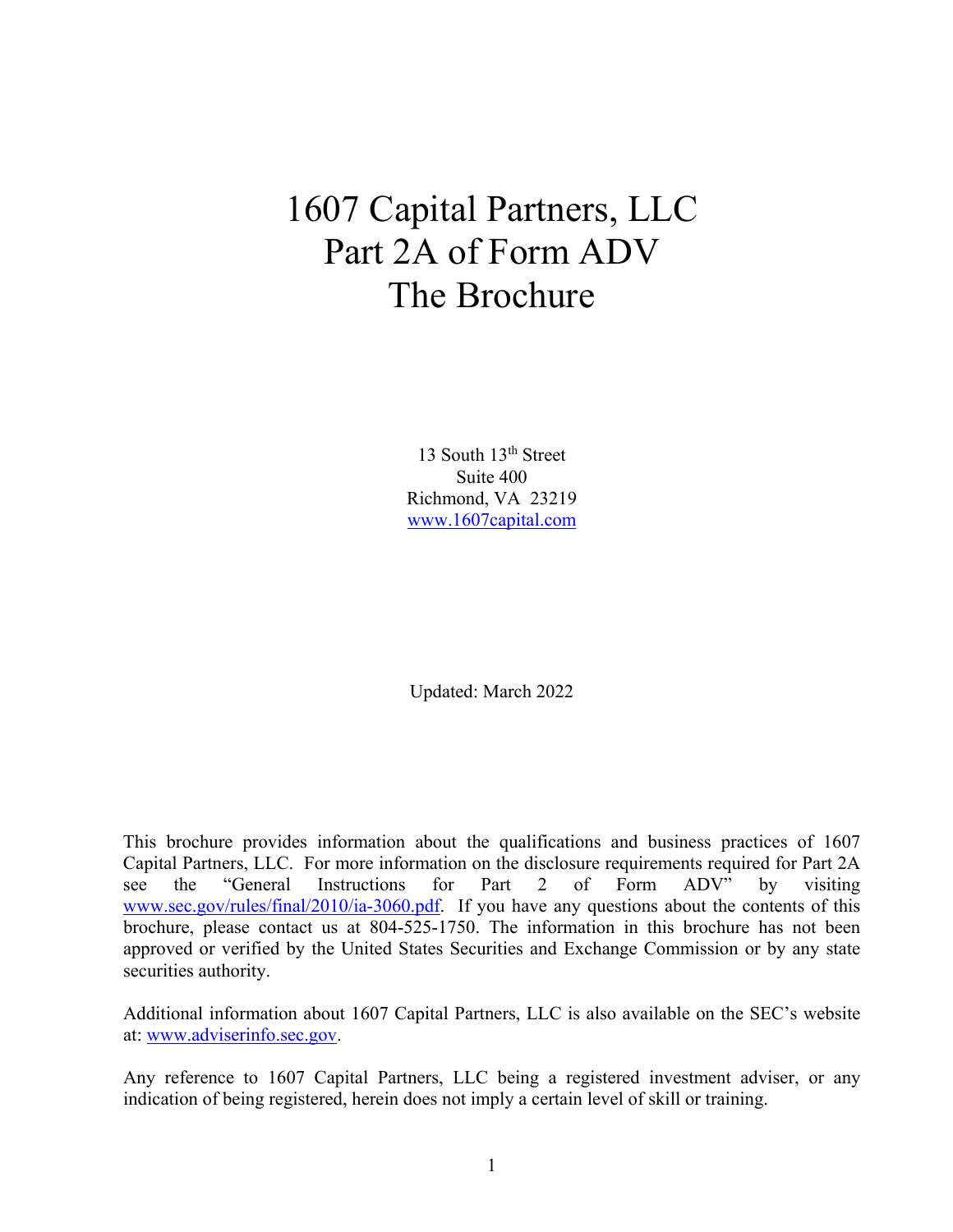# 1607 Capital Partners, LLC
# Part 2A of Form ADV
# The Brochure

13 South 13th Street
Suite 400
Richmond, VA 23219
www.1607capital.com

Updated: March 2022

This brochure provides information about the qualifications and business practices of 1607 Capital Partners, LLC. For more information on the disclosure requirements required for Part 2A see the "General Instructions for Part 2 of Form ADV" by visiting www.sec.gov/rules/final/2010/ia-3060.pdf. If you have any questions about the contents of this brochure, please contact us at 804-525-1750. The information in this brochure has not been approved or verified by the United States Securities and Exchange Commission or by any state securities authority.

Additional information about 1607 Capital Partners, LLC is also available on the SEC's website at: www.adviserinfo.sec.gov.

Any reference to 1607 Capital Partners, LLC being a registered investment adviser, or any indication of being registered, herein does not imply a certain level of skill or training.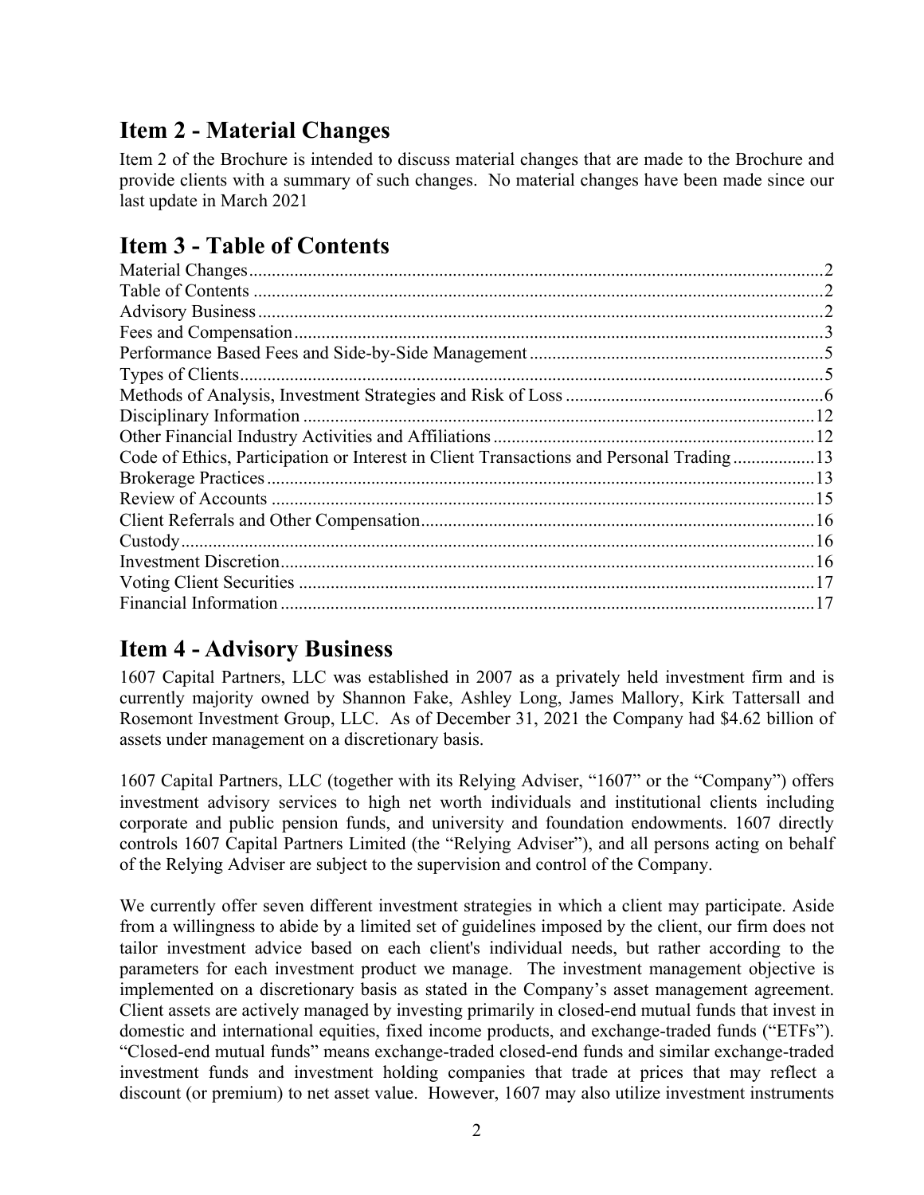## Item 2 - Material Changes

Item 2 of the Brochure is intended to discuss material changes that are made to the Brochure and provide clients with a summary of such changes. No material changes have been made since our last update in March 2021

## Item 3 - Table of Contents

Material Changes....2
Table of Contents....2
Advisory Business....2
Fees and Compensation....3
Performance Based Fees and Side-by-Side Management....5
Types of Clients....5
Methods of Analysis, Investment Strategies and Risk of Loss....6
Disciplinary Information....12
Other Financial Industry Activities and Affiliations....12
Code of Ethics, Participation or Interest in Client Transactions and Personal Trading....13
Brokerage Practices....13
Review of Accounts....15
Client Referrals and Other Compensation....16
Custody....16
Investment Discretion....16
Voting Client Securities....17
Financial Information....17

## Item 4 - Advisory Business

1607 Capital Partners, LLC was established in 2007 as a privately held investment firm and is currently majority owned by Shannon Fake, Ashley Long, James Mallory, Kirk Tattersall and Rosemont Investment Group, LLC. As of December 31, 2021 the Company had $4.62 billion of assets under management on a discretionary basis.

1607 Capital Partners, LLC (together with its Relying Adviser, "1607" or the "Company") offers investment advisory services to high net worth individuals and institutional clients including corporate and public pension funds, and university and foundation endowments. 1607 directly controls 1607 Capital Partners Limited (the "Relying Adviser"), and all persons acting on behalf of the Relying Adviser are subject to the supervision and control of the Company.

We currently offer seven different investment strategies in which a client may participate. Aside from a willingness to abide by a limited set of guidelines imposed by the client, our firm does not tailor investment advice based on each client's individual needs, but rather according to the parameters for each investment product we manage. The investment management objective is implemented on a discretionary basis as stated in the Company's asset management agreement. Client assets are actively managed by investing primarily in closed-end mutual funds that invest in domestic and international equities, fixed income products, and exchange-traded funds ("ETFs"). "Closed-end mutual funds" means exchange-traded closed-end funds and similar exchange-traded investment funds and investment holding companies that trade at prices that may reflect a discount (or premium) to net asset value. However, 1607 may also utilize investment instruments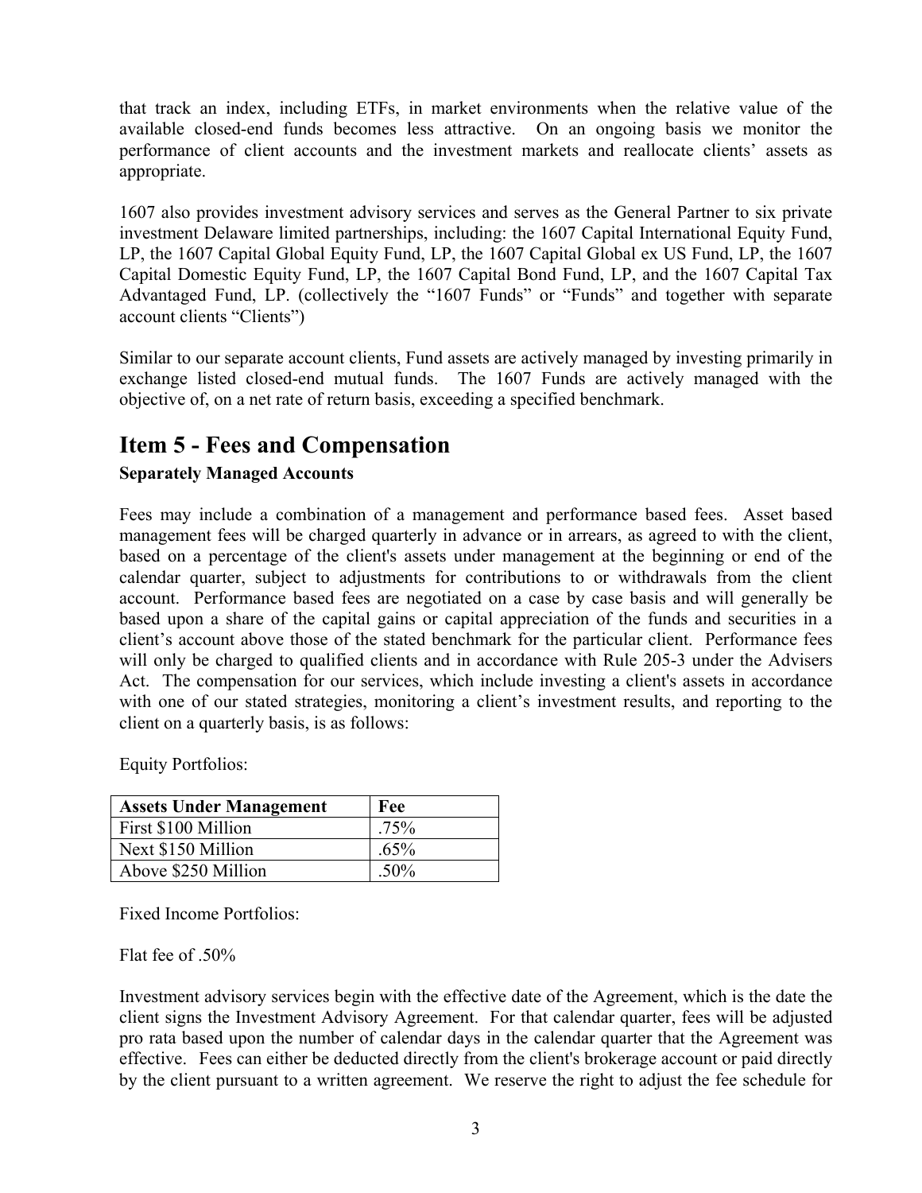that track an index, including ETFs, in market environments when the relative value of the available closed-end funds becomes less attractive. On an ongoing basis we monitor the performance of client accounts and the investment markets and reallocate clients' assets as appropriate.

1607 also provides investment advisory services and serves as the General Partner to six private investment Delaware limited partnerships, including: the 1607 Capital International Equity Fund, LP, the 1607 Capital Global Equity Fund, LP, the 1607 Capital Global ex US Fund, LP, the 1607 Capital Domestic Equity Fund, LP, the 1607 Capital Bond Fund, LP, and the 1607 Capital Tax Advantaged Fund, LP. (collectively the "1607 Funds" or "Funds" and together with separate account clients "Clients")

Similar to our separate account clients, Fund assets are actively managed by investing primarily in exchange listed closed-end mutual funds. The 1607 Funds are actively managed with the objective of, on a net rate of return basis, exceeding a specified benchmark.

# Item 5 - Fees and Compensation

**Separately Managed Accounts**

Fees may include a combination of a management and performance based fees. Asset based management fees will be charged quarterly in advance or in arrears, as agreed to with the client, based on a percentage of the client's assets under management at the beginning or end of the calendar quarter, subject to adjustments for contributions to or withdrawals from the client account. Performance based fees are negotiated on a case by case basis and will generally be based upon a share of the capital gains or capital appreciation of the funds and securities in a client's account above those of the stated benchmark for the particular client. Performance fees will only be charged to qualified clients and in accordance with Rule 205-3 under the Advisers Act. The compensation for our services, which include investing a client's assets in accordance with one of our stated strategies, monitoring a client's investment results, and reporting to the client on a quarterly basis, is as follows:

Equity Portfolios:

| Assets Under Management | Fee |
|---|---|
| First $100 Million | .75% |
| Next $150 Million | .65% |
| Above $250 Million | .50% |

Fixed Income Portfolios:

Flat fee of .50%

Investment advisory services begin with the effective date of the Agreement, which is the date the client signs the Investment Advisory Agreement. For that calendar quarter, fees will be adjusted pro rata based upon the number of calendar days in the calendar quarter that the Agreement was effective. Fees can either be deducted directly from the client's brokerage account or paid directly by the client pursuant to a written agreement. We reserve the right to adjust the fee schedule for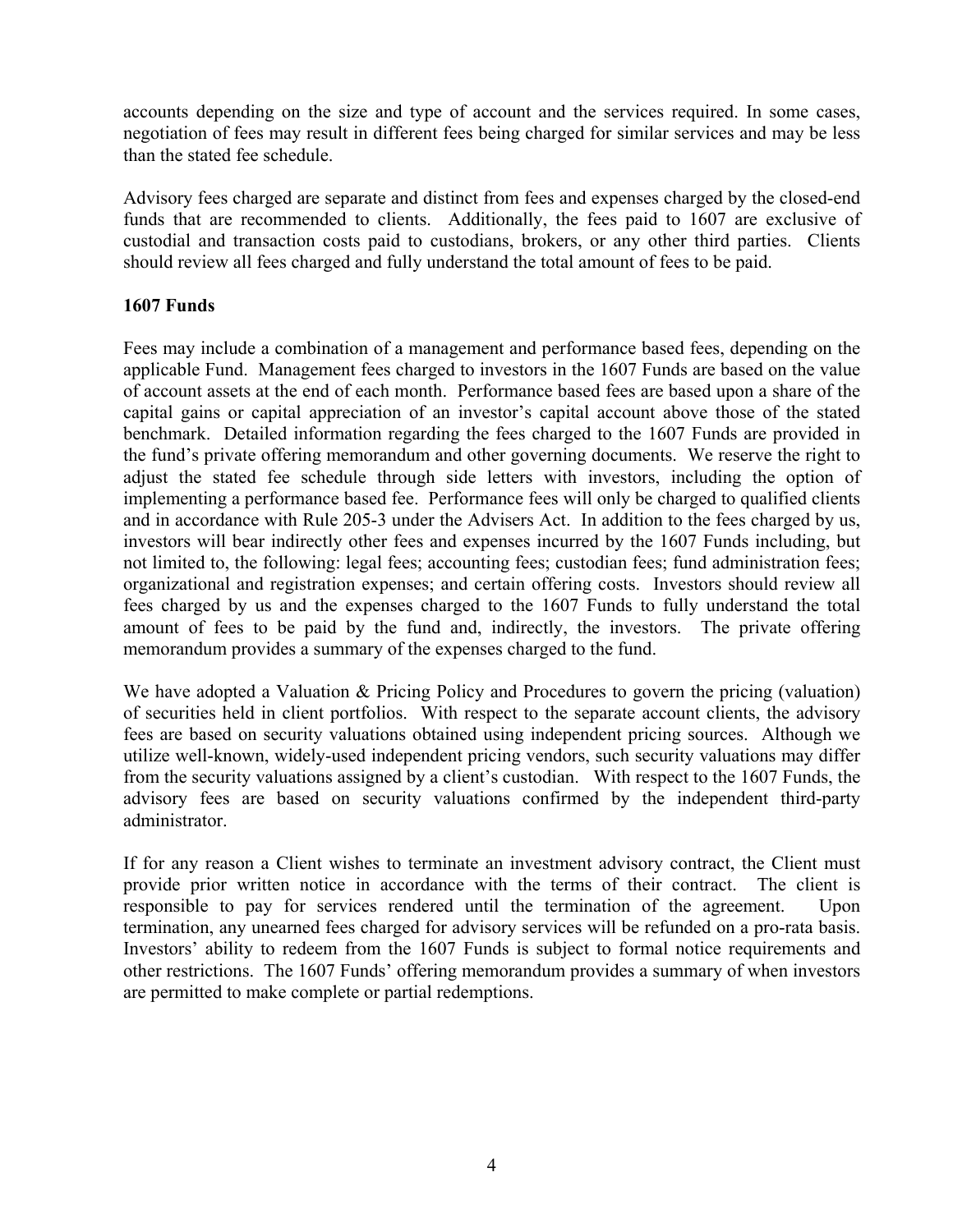accounts depending on the size and type of account and the services required. In some cases, negotiation of fees may result in different fees being charged for similar services and may be less than the stated fee schedule.

Advisory fees charged are separate and distinct from fees and expenses charged by the closed-end funds that are recommended to clients. Additionally, the fees paid to 1607 are exclusive of custodial and transaction costs paid to custodians, brokers, or any other third parties. Clients should review all fees charged and fully understand the total amount of fees to be paid.

**1607 Funds**

Fees may include a combination of a management and performance based fees, depending on the applicable Fund. Management fees charged to investors in the 1607 Funds are based on the value of account assets at the end of each month. Performance based fees are based upon a share of the capital gains or capital appreciation of an investor's capital account above those of the stated benchmark. Detailed information regarding the fees charged to the 1607 Funds are provided in the fund's private offering memorandum and other governing documents. We reserve the right to adjust the stated fee schedule through side letters with investors, including the option of implementing a performance based fee. Performance fees will only be charged to qualified clients and in accordance with Rule 205-3 under the Advisers Act. In addition to the fees charged by us, investors will bear indirectly other fees and expenses incurred by the 1607 Funds including, but not limited to, the following: legal fees; accounting fees; custodian fees; fund administration fees; organizational and registration expenses; and certain offering costs. Investors should review all fees charged by us and the expenses charged to the 1607 Funds to fully understand the total amount of fees to be paid by the fund and, indirectly, the investors. The private offering memorandum provides a summary of the expenses charged to the fund.

We have adopted a Valuation & Pricing Policy and Procedures to govern the pricing (valuation) of securities held in client portfolios. With respect to the separate account clients, the advisory fees are based on security valuations obtained using independent pricing sources. Although we utilize well-known, widely-used independent pricing vendors, such security valuations may differ from the security valuations assigned by a client's custodian. With respect to the 1607 Funds, the advisory fees are based on security valuations confirmed by the independent third-party administrator.

If for any reason a Client wishes to terminate an investment advisory contract, the Client must provide prior written notice in accordance with the terms of their contract. The client is responsible to pay for services rendered until the termination of the agreement. Upon termination, any unearned fees charged for advisory services will be refunded on a pro-rata basis. Investors' ability to redeem from the 1607 Funds is subject to formal notice requirements and other restrictions. The 1607 Funds' offering memorandum provides a summary of when investors are permitted to make complete or partial redemptions.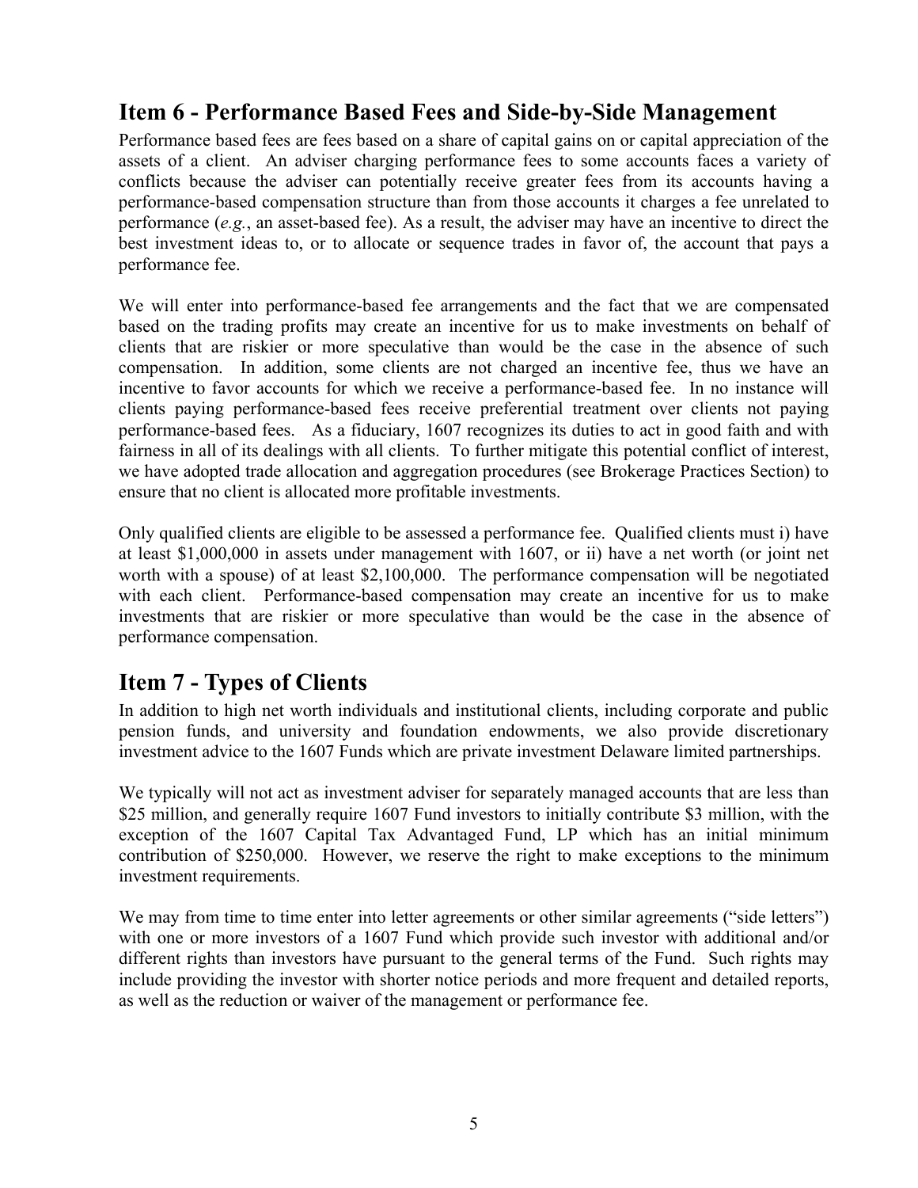## Item 6 - Performance Based Fees and Side-by-Side Management

Performance based fees are fees based on a share of capital gains on or capital appreciation of the assets of a client. An adviser charging performance fees to some accounts faces a variety of conflicts because the adviser can potentially receive greater fees from its accounts having a performance-based compensation structure than from those accounts it charges a fee unrelated to performance (*e.g.*, an asset-based fee). As a result, the adviser may have an incentive to direct the best investment ideas to, or to allocate or sequence trades in favor of, the account that pays a performance fee.

We will enter into performance-based fee arrangements and the fact that we are compensated based on the trading profits may create an incentive for us to make investments on behalf of clients that are riskier or more speculative than would be the case in the absence of such compensation. In addition, some clients are not charged an incentive fee, thus we have an incentive to favor accounts for which we receive a performance-based fee. In no instance will clients paying performance-based fees receive preferential treatment over clients not paying performance-based fees. As a fiduciary, 1607 recognizes its duties to act in good faith and with fairness in all of its dealings with all clients. To further mitigate this potential conflict of interest, we have adopted trade allocation and aggregation procedures (see Brokerage Practices Section) to ensure that no client is allocated more profitable investments.

Only qualified clients are eligible to be assessed a performance fee. Qualified clients must i) have at least $1,000,000 in assets under management with 1607, or ii) have a net worth (or joint net worth with a spouse) of at least $2,100,000. The performance compensation will be negotiated with each client. Performance-based compensation may create an incentive for us to make investments that are riskier or more speculative than would be the case in the absence of performance compensation.

## Item 7 - Types of Clients

In addition to high net worth individuals and institutional clients, including corporate and public pension funds, and university and foundation endowments, we also provide discretionary investment advice to the 1607 Funds which are private investment Delaware limited partnerships.

We typically will not act as investment adviser for separately managed accounts that are less than $25 million, and generally require 1607 Fund investors to initially contribute $3 million, with the exception of the 1607 Capital Tax Advantaged Fund, LP which has an initial minimum contribution of $250,000. However, we reserve the right to make exceptions to the minimum investment requirements.

We may from time to time enter into letter agreements or other similar agreements ("side letters") with one or more investors of a 1607 Fund which provide such investor with additional and/or different rights than investors have pursuant to the general terms of the Fund. Such rights may include providing the investor with shorter notice periods and more frequent and detailed reports, as well as the reduction or waiver of the management or performance fee.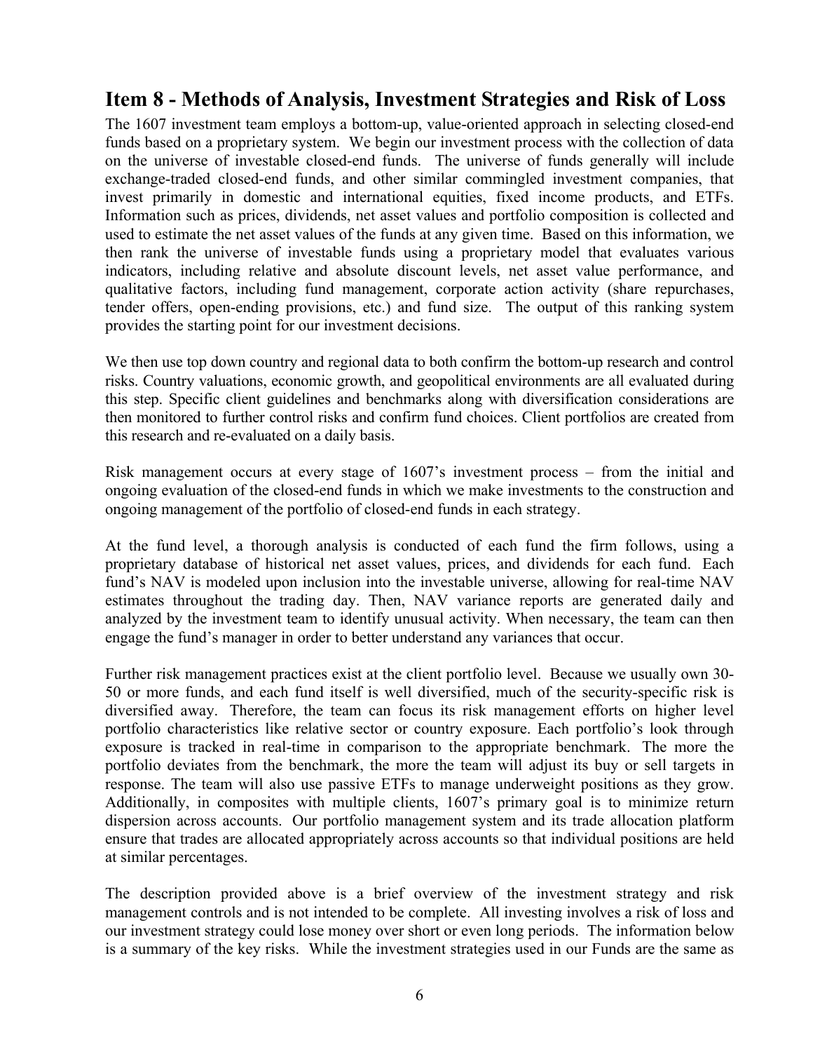## Item 8 - Methods of Analysis, Investment Strategies and Risk of Loss

The 1607 investment team employs a bottom-up, value-oriented approach in selecting closed-end funds based on a proprietary system. We begin our investment process with the collection of data on the universe of investable closed-end funds. The universe of funds generally will include exchange-traded closed-end funds, and other similar commingled investment companies, that invest primarily in domestic and international equities, fixed income products, and ETFs. Information such as prices, dividends, net asset values and portfolio composition is collected and used to estimate the net asset values of the funds at any given time. Based on this information, we then rank the universe of investable funds using a proprietary model that evaluates various indicators, including relative and absolute discount levels, net asset value performance, and qualitative factors, including fund management, corporate action activity (share repurchases, tender offers, open-ending provisions, etc.) and fund size. The output of this ranking system provides the starting point for our investment decisions.

We then use top down country and regional data to both confirm the bottom-up research and control risks. Country valuations, economic growth, and geopolitical environments are all evaluated during this step. Specific client guidelines and benchmarks along with diversification considerations are then monitored to further control risks and confirm fund choices. Client portfolios are created from this research and re-evaluated on a daily basis.

Risk management occurs at every stage of 1607's investment process – from the initial and ongoing evaluation of the closed-end funds in which we make investments to the construction and ongoing management of the portfolio of closed-end funds in each strategy.

At the fund level, a thorough analysis is conducted of each fund the firm follows, using a proprietary database of historical net asset values, prices, and dividends for each fund. Each fund's NAV is modeled upon inclusion into the investable universe, allowing for real-time NAV estimates throughout the trading day. Then, NAV variance reports are generated daily and analyzed by the investment team to identify unusual activity. When necessary, the team can then engage the fund's manager in order to better understand any variances that occur.

Further risk management practices exist at the client portfolio level. Because we usually own 30-50 or more funds, and each fund itself is well diversified, much of the security-specific risk is diversified away. Therefore, the team can focus its risk management efforts on higher level portfolio characteristics like relative sector or country exposure. Each portfolio's look through exposure is tracked in real-time in comparison to the appropriate benchmark. The more the portfolio deviates from the benchmark, the more the team will adjust its buy or sell targets in response. The team will also use passive ETFs to manage underweight positions as they grow. Additionally, in composites with multiple clients, 1607's primary goal is to minimize return dispersion across accounts. Our portfolio management system and its trade allocation platform ensure that trades are allocated appropriately across accounts so that individual positions are held at similar percentages.

The description provided above is a brief overview of the investment strategy and risk management controls and is not intended to be complete. All investing involves a risk of loss and our investment strategy could lose money over short or even long periods. The information below is a summary of the key risks. While the investment strategies used in our Funds are the same as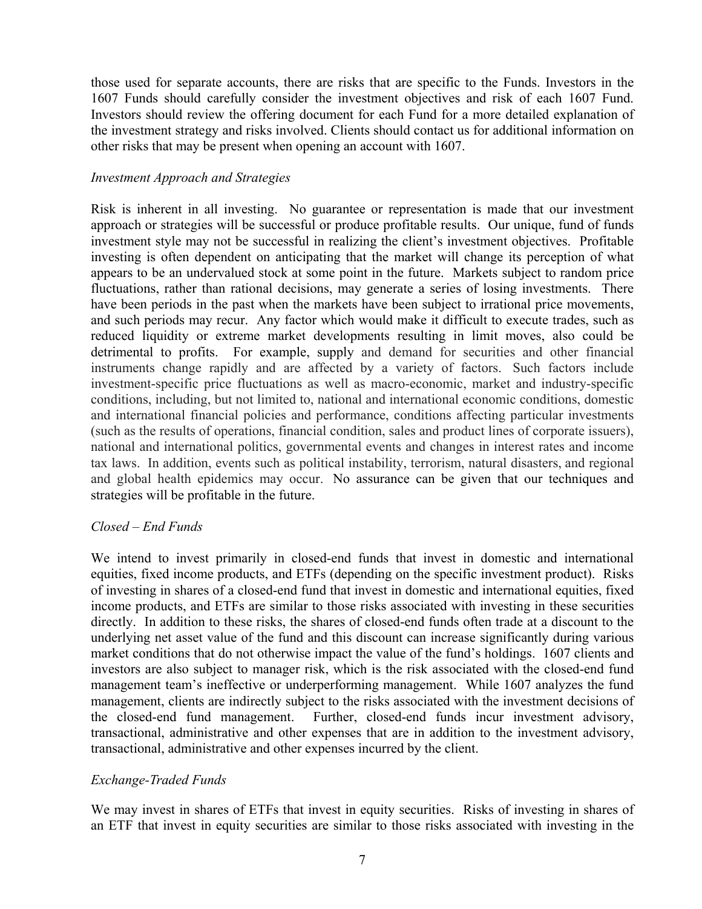those used for separate accounts, there are risks that are specific to the Funds. Investors in the 1607 Funds should carefully consider the investment objectives and risk of each 1607 Fund. Investors should review the offering document for each Fund for a more detailed explanation of the investment strategy and risks involved. Clients should contact us for additional information on other risks that may be present when opening an account with 1607.

*Investment Approach and Strategies*

Risk is inherent in all investing. No guarantee or representation is made that our investment approach or strategies will be successful or produce profitable results. Our unique, fund of funds investment style may not be successful in realizing the client's investment objectives. Profitable investing is often dependent on anticipating that the market will change its perception of what appears to be an undervalued stock at some point in the future. Markets subject to random price fluctuations, rather than rational decisions, may generate a series of losing investments. There have been periods in the past when the markets have been subject to irrational price movements, and such periods may recur. Any factor which would make it difficult to execute trades, such as reduced liquidity or extreme market developments resulting in limit moves, also could be detrimental to profits. For example, supply and demand for securities and other financial instruments change rapidly and are affected by a variety of factors. Such factors include investment-specific price fluctuations as well as macro-economic, market and industry-specific conditions, including, but not limited to, national and international economic conditions, domestic and international financial policies and performance, conditions affecting particular investments (such as the results of operations, financial condition, sales and product lines of corporate issuers), national and international politics, governmental events and changes in interest rates and income tax laws. In addition, events such as political instability, terrorism, natural disasters, and regional and global health epidemics may occur. No assurance can be given that our techniques and strategies will be profitable in the future.

*Closed – End Funds*

We intend to invest primarily in closed-end funds that invest in domestic and international equities, fixed income products, and ETFs (depending on the specific investment product). Risks of investing in shares of a closed-end fund that invest in domestic and international equities, fixed income products, and ETFs are similar to those risks associated with investing in these securities directly. In addition to these risks, the shares of closed-end funds often trade at a discount to the underlying net asset value of the fund and this discount can increase significantly during various market conditions that do not otherwise impact the value of the fund's holdings. 1607 clients and investors are also subject to manager risk, which is the risk associated with the closed-end fund management team's ineffective or underperforming management. While 1607 analyzes the fund management, clients are indirectly subject to the risks associated with the investment decisions of the closed-end fund management. Further, closed-end funds incur investment advisory, transactional, administrative and other expenses that are in addition to the investment advisory, transactional, administrative and other expenses incurred by the client.

*Exchange-Traded Funds*

We may invest in shares of ETFs that invest in equity securities. Risks of investing in shares of an ETF that invest in equity securities are similar to those risks associated with investing in the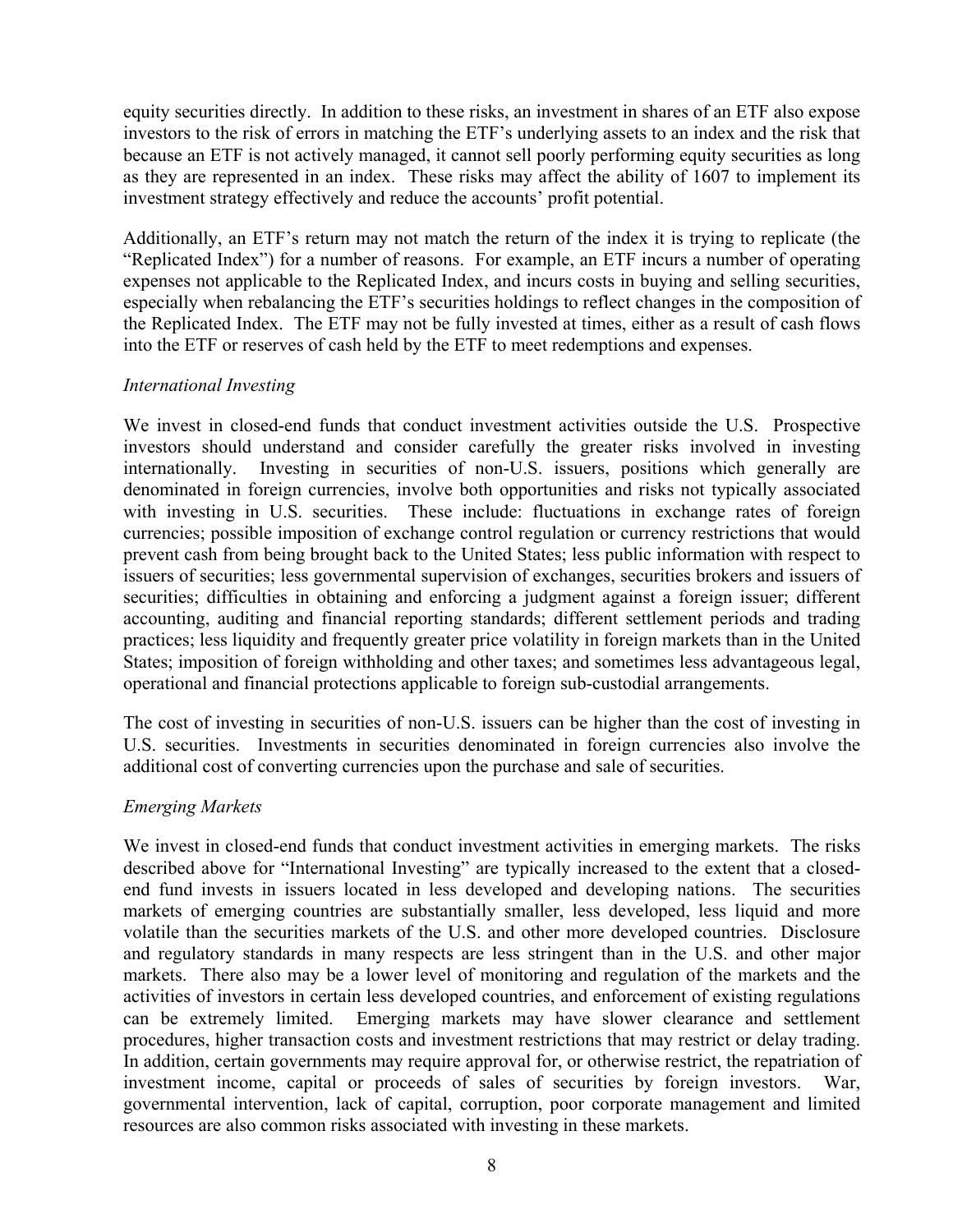equity securities directly. In addition to these risks, an investment in shares of an ETF also expose investors to the risk of errors in matching the ETF's underlying assets to an index and the risk that because an ETF is not actively managed, it cannot sell poorly performing equity securities as long as they are represented in an index. These risks may affect the ability of 1607 to implement its investment strategy effectively and reduce the accounts' profit potential.

Additionally, an ETF's return may not match the return of the index it is trying to replicate (the "Replicated Index") for a number of reasons. For example, an ETF incurs a number of operating expenses not applicable to the Replicated Index, and incurs costs in buying and selling securities, especially when rebalancing the ETF's securities holdings to reflect changes in the composition of the Replicated Index. The ETF may not be fully invested at times, either as a result of cash flows into the ETF or reserves of cash held by the ETF to meet redemptions and expenses.

*International Investing*

We invest in closed-end funds that conduct investment activities outside the U.S. Prospective investors should understand and consider carefully the greater risks involved in investing internationally. Investing in securities of non-U.S. issuers, positions which generally are denominated in foreign currencies, involve both opportunities and risks not typically associated with investing in U.S. securities. These include: fluctuations in exchange rates of foreign currencies; possible imposition of exchange control regulation or currency restrictions that would prevent cash from being brought back to the United States; less public information with respect to issuers of securities; less governmental supervision of exchanges, securities brokers and issuers of securities; difficulties in obtaining and enforcing a judgment against a foreign issuer; different accounting, auditing and financial reporting standards; different settlement periods and trading practices; less liquidity and frequently greater price volatility in foreign markets than in the United States; imposition of foreign withholding and other taxes; and sometimes less advantageous legal, operational and financial protections applicable to foreign sub-custodial arrangements.

The cost of investing in securities of non-U.S. issuers can be higher than the cost of investing in U.S. securities. Investments in securities denominated in foreign currencies also involve the additional cost of converting currencies upon the purchase and sale of securities.

*Emerging Markets*

We invest in closed-end funds that conduct investment activities in emerging markets. The risks described above for "International Investing" are typically increased to the extent that a closed-end fund invests in issuers located in less developed and developing nations. The securities markets of emerging countries are substantially smaller, less developed, less liquid and more volatile than the securities markets of the U.S. and other more developed countries. Disclosure and regulatory standards in many respects are less stringent than in the U.S. and other major markets. There also may be a lower level of monitoring and regulation of the markets and the activities of investors in certain less developed countries, and enforcement of existing regulations can be extremely limited. Emerging markets may have slower clearance and settlement procedures, higher transaction costs and investment restrictions that may restrict or delay trading. In addition, certain governments may require approval for, or otherwise restrict, the repatriation of investment income, capital or proceeds of sales of securities by foreign investors. War, governmental intervention, lack of capital, corruption, poor corporate management and limited resources are also common risks associated with investing in these markets.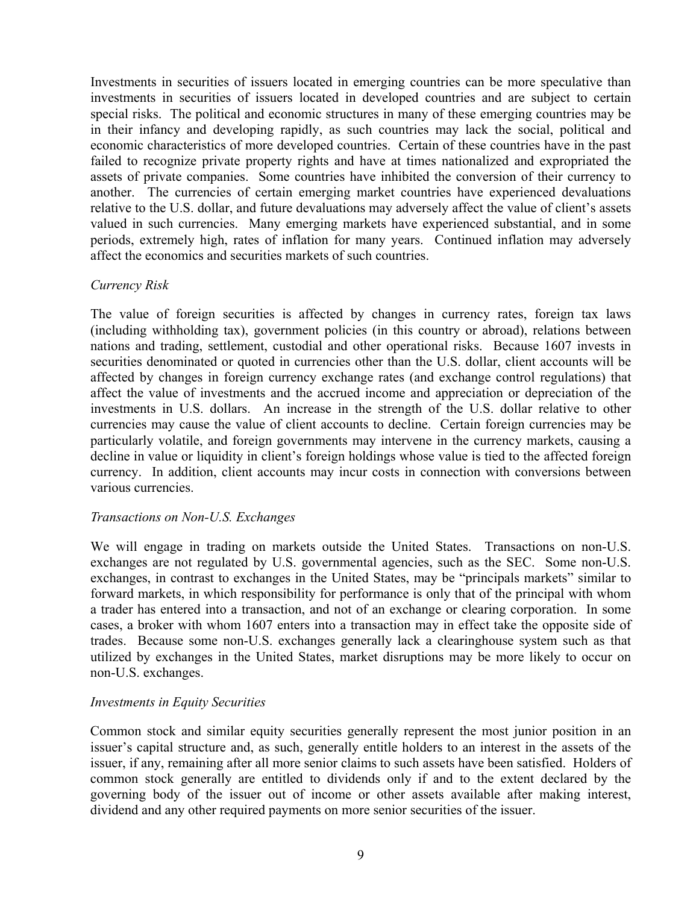Investments in securities of issuers located in emerging countries can be more speculative than investments in securities of issuers located in developed countries and are subject to certain special risks. The political and economic structures in many of these emerging countries may be in their infancy and developing rapidly, as such countries may lack the social, political and economic characteristics of more developed countries. Certain of these countries have in the past failed to recognize private property rights and have at times nationalized and expropriated the assets of private companies. Some countries have inhibited the conversion of their currency to another. The currencies of certain emerging market countries have experienced devaluations relative to the U.S. dollar, and future devaluations may adversely affect the value of client's assets valued in such currencies. Many emerging markets have experienced substantial, and in some periods, extremely high, rates of inflation for many years. Continued inflation may adversely affect the economics and securities markets of such countries.

*Currency Risk*

The value of foreign securities is affected by changes in currency rates, foreign tax laws (including withholding tax), government policies (in this country or abroad), relations between nations and trading, settlement, custodial and other operational risks. Because 1607 invests in securities denominated or quoted in currencies other than the U.S. dollar, client accounts will be affected by changes in foreign currency exchange rates (and exchange control regulations) that affect the value of investments and the accrued income and appreciation or depreciation of the investments in U.S. dollars. An increase in the strength of the U.S. dollar relative to other currencies may cause the value of client accounts to decline. Certain foreign currencies may be particularly volatile, and foreign governments may intervene in the currency markets, causing a decline in value or liquidity in client's foreign holdings whose value is tied to the affected foreign currency. In addition, client accounts may incur costs in connection with conversions between various currencies.

*Transactions on Non-U.S. Exchanges*

We will engage in trading on markets outside the United States. Transactions on non-U.S. exchanges are not regulated by U.S. governmental agencies, such as the SEC. Some non-U.S. exchanges, in contrast to exchanges in the United States, may be "principals markets" similar to forward markets, in which responsibility for performance is only that of the principal with whom a trader has entered into a transaction, and not of an exchange or clearing corporation. In some cases, a broker with whom 1607 enters into a transaction may in effect take the opposite side of trades. Because some non-U.S. exchanges generally lack a clearinghouse system such as that utilized by exchanges in the United States, market disruptions may be more likely to occur on non-U.S. exchanges.

*Investments in Equity Securities*

Common stock and similar equity securities generally represent the most junior position in an issuer's capital structure and, as such, generally entitle holders to an interest in the assets of the issuer, if any, remaining after all more senior claims to such assets have been satisfied. Holders of common stock generally are entitled to dividends only if and to the extent declared by the governing body of the issuer out of income or other assets available after making interest, dividend and any other required payments on more senior securities of the issuer.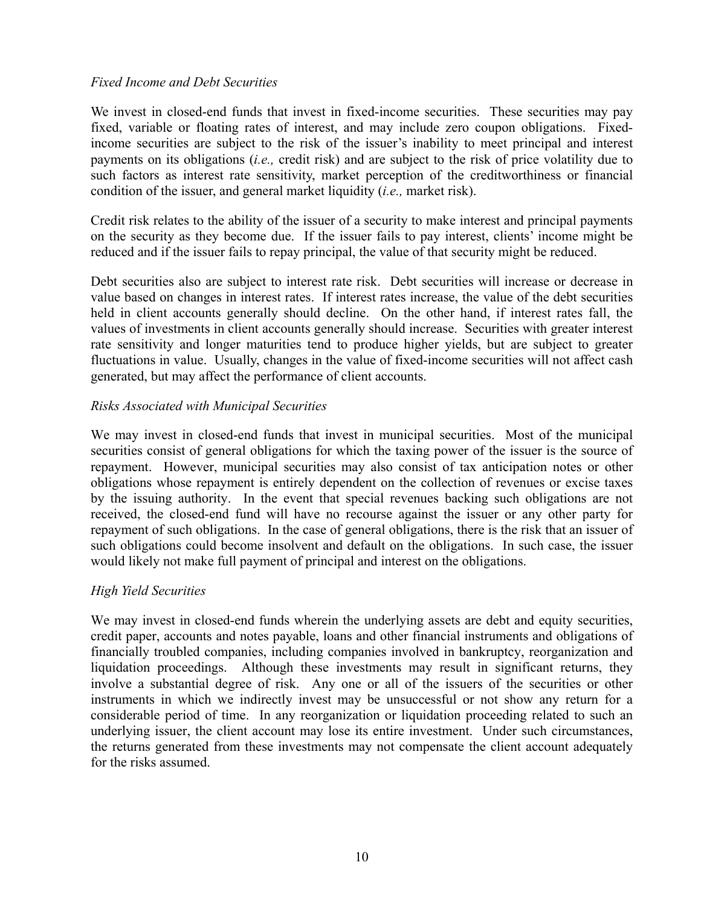*Fixed Income and Debt Securities*

We invest in closed-end funds that invest in fixed-income securities. These securities may pay fixed, variable or floating rates of interest, and may include zero coupon obligations. Fixed-income securities are subject to the risk of the issuer's inability to meet principal and interest payments on its obligations (*i.e.,* credit risk) and are subject to the risk of price volatility due to such factors as interest rate sensitivity, market perception of the creditworthiness or financial condition of the issuer, and general market liquidity (*i.e.,* market risk).

Credit risk relates to the ability of the issuer of a security to make interest and principal payments on the security as they become due. If the issuer fails to pay interest, clients' income might be reduced and if the issuer fails to repay principal, the value of that security might be reduced.

Debt securities also are subject to interest rate risk. Debt securities will increase or decrease in value based on changes in interest rates. If interest rates increase, the value of the debt securities held in client accounts generally should decline. On the other hand, if interest rates fall, the values of investments in client accounts generally should increase. Securities with greater interest rate sensitivity and longer maturities tend to produce higher yields, but are subject to greater fluctuations in value. Usually, changes in the value of fixed-income securities will not affect cash generated, but may affect the performance of client accounts.

*Risks Associated with Municipal Securities*

We may invest in closed-end funds that invest in municipal securities. Most of the municipal securities consist of general obligations for which the taxing power of the issuer is the source of repayment. However, municipal securities may also consist of tax anticipation notes or other obligations whose repayment is entirely dependent on the collection of revenues or excise taxes by the issuing authority. In the event that special revenues backing such obligations are not received, the closed-end fund will have no recourse against the issuer or any other party for repayment of such obligations. In the case of general obligations, there is the risk that an issuer of such obligations could become insolvent and default on the obligations. In such case, the issuer would likely not make full payment of principal and interest on the obligations.

*High Yield Securities*

We may invest in closed-end funds wherein the underlying assets are debt and equity securities, credit paper, accounts and notes payable, loans and other financial instruments and obligations of financially troubled companies, including companies involved in bankruptcy, reorganization and liquidation proceedings. Although these investments may result in significant returns, they involve a substantial degree of risk. Any one or all of the issuers of the securities or other instruments in which we indirectly invest may be unsuccessful or not show any return for a considerable period of time. In any reorganization or liquidation proceeding related to such an underlying issuer, the client account may lose its entire investment. Under such circumstances, the returns generated from these investments may not compensate the client account adequately for the risks assumed.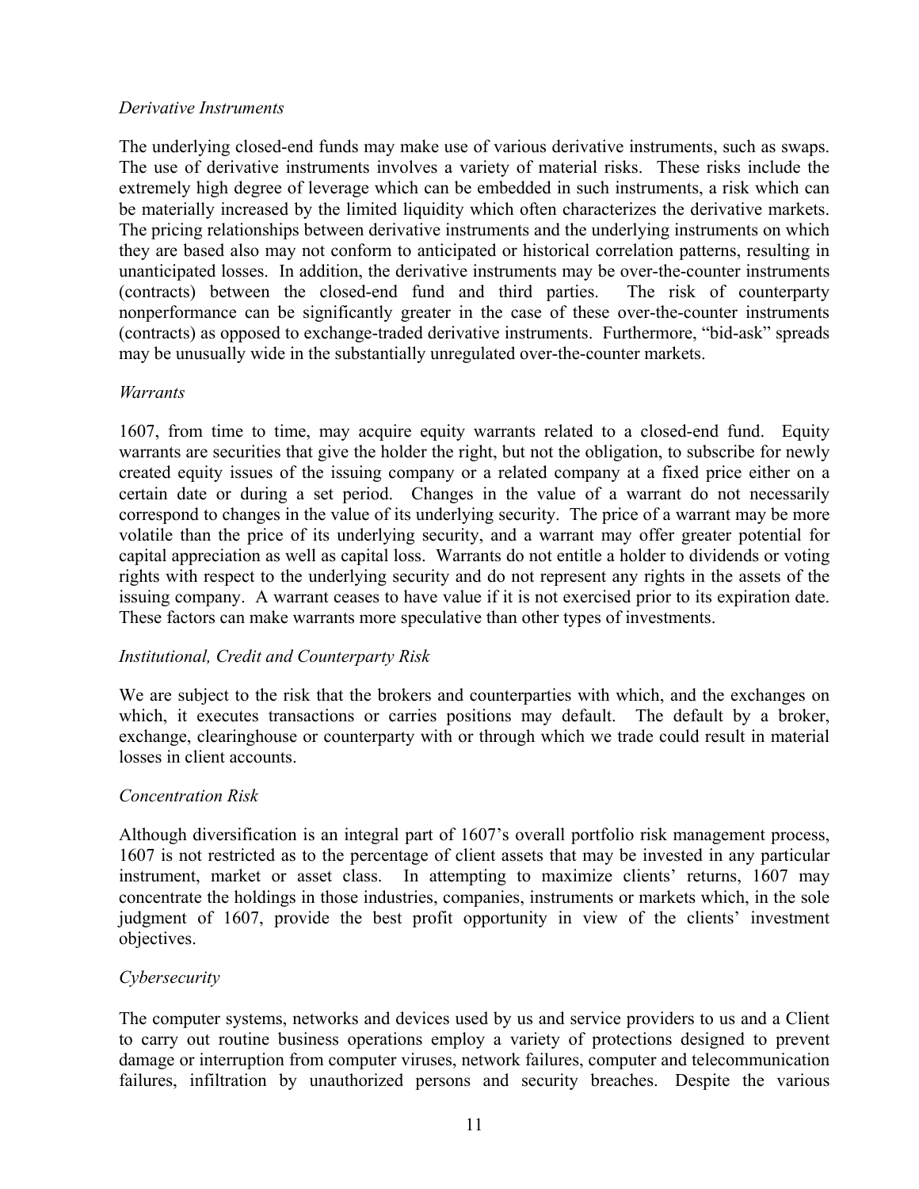*Derivative Instruments*

The underlying closed-end funds may make use of various derivative instruments, such as swaps. The use of derivative instruments involves a variety of material risks. These risks include the extremely high degree of leverage which can be embedded in such instruments, a risk which can be materially increased by the limited liquidity which often characterizes the derivative markets. The pricing relationships between derivative instruments and the underlying instruments on which they are based also may not conform to anticipated or historical correlation patterns, resulting in unanticipated losses. In addition, the derivative instruments may be over-the-counter instruments (contracts) between the closed-end fund and third parties. The risk of counterparty nonperformance can be significantly greater in the case of these over-the-counter instruments (contracts) as opposed to exchange-traded derivative instruments. Furthermore, "bid-ask" spreads may be unusually wide in the substantially unregulated over-the-counter markets.

*Warrants*

1607, from time to time, may acquire equity warrants related to a closed-end fund. Equity warrants are securities that give the holder the right, but not the obligation, to subscribe for newly created equity issues of the issuing company or a related company at a fixed price either on a certain date or during a set period. Changes in the value of a warrant do not necessarily correspond to changes in the value of its underlying security. The price of a warrant may be more volatile than the price of its underlying security, and a warrant may offer greater potential for capital appreciation as well as capital loss. Warrants do not entitle a holder to dividends or voting rights with respect to the underlying security and do not represent any rights in the assets of the issuing company. A warrant ceases to have value if it is not exercised prior to its expiration date. These factors can make warrants more speculative than other types of investments.

*Institutional, Credit and Counterparty Risk*

We are subject to the risk that the brokers and counterparties with which, and the exchanges on which, it executes transactions or carries positions may default. The default by a broker, exchange, clearinghouse or counterparty with or through which we trade could result in material losses in client accounts.

*Concentration Risk*

Although diversification is an integral part of 1607's overall portfolio risk management process, 1607 is not restricted as to the percentage of client assets that may be invested in any particular instrument, market or asset class. In attempting to maximize clients' returns, 1607 may concentrate the holdings in those industries, companies, instruments or markets which, in the sole judgment of 1607, provide the best profit opportunity in view of the clients' investment objectives.

*Cybersecurity*

The computer systems, networks and devices used by us and service providers to us and a Client to carry out routine business operations employ a variety of protections designed to prevent damage or interruption from computer viruses, network failures, computer and telecommunication failures, infiltration by unauthorized persons and security breaches. Despite the various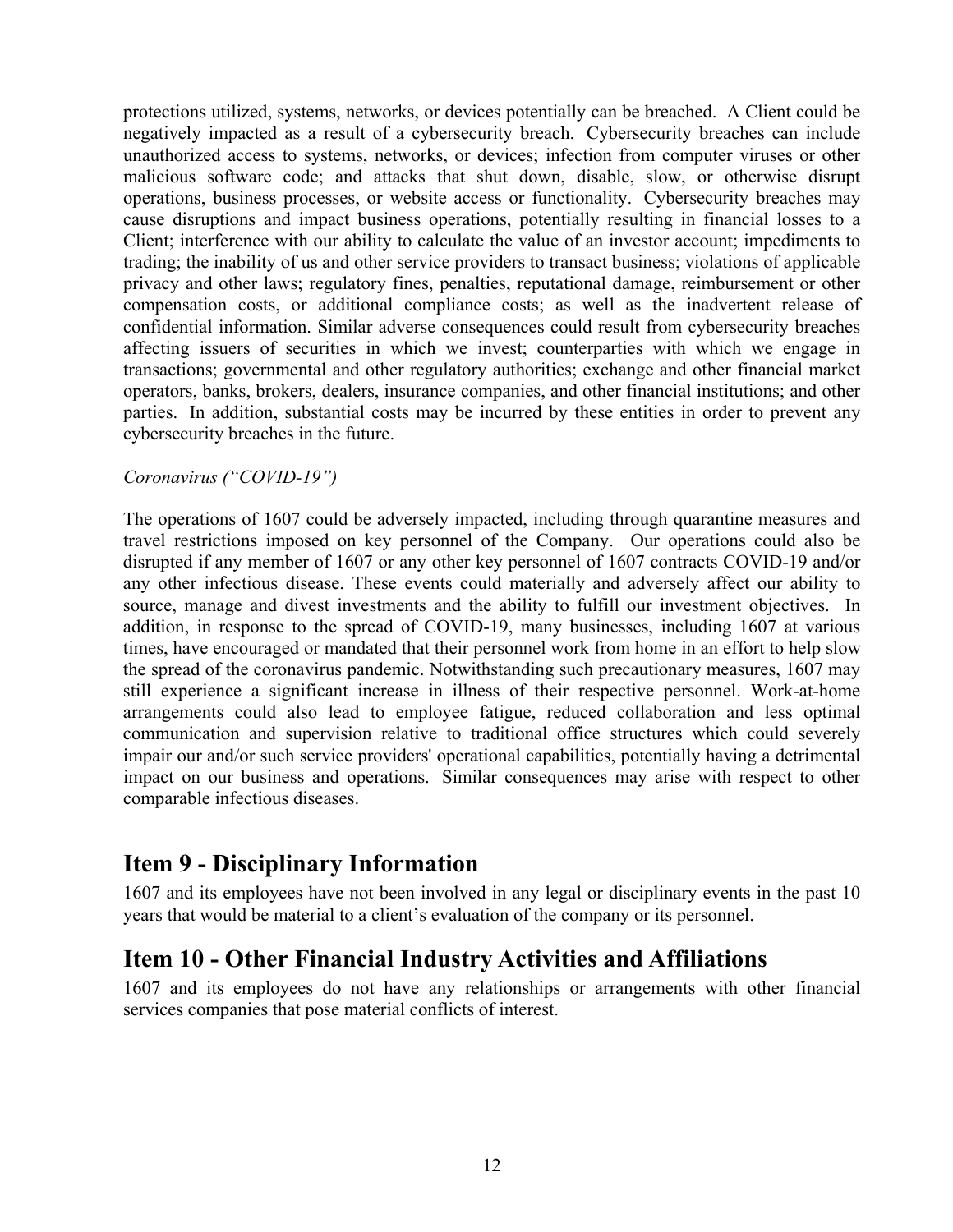protections utilized, systems, networks, or devices potentially can be breached. A Client could be negatively impacted as a result of a cybersecurity breach. Cybersecurity breaches can include unauthorized access to systems, networks, or devices; infection from computer viruses or other malicious software code; and attacks that shut down, disable, slow, or otherwise disrupt operations, business processes, or website access or functionality. Cybersecurity breaches may cause disruptions and impact business operations, potentially resulting in financial losses to a Client; interference with our ability to calculate the value of an investor account; impediments to trading; the inability of us and other service providers to transact business; violations of applicable privacy and other laws; regulatory fines, penalties, reputational damage, reimbursement or other compensation costs, or additional compliance costs; as well as the inadvertent release of confidential information. Similar adverse consequences could result from cybersecurity breaches affecting issuers of securities in which we invest; counterparties with which we engage in transactions; governmental and other regulatory authorities; exchange and other financial market operators, banks, brokers, dealers, insurance companies, and other financial institutions; and other parties. In addition, substantial costs may be incurred by these entities in order to prevent any cybersecurity breaches in the future.

*Coronavirus ("COVID-19")*

The operations of 1607 could be adversely impacted, including through quarantine measures and travel restrictions imposed on key personnel of the Company. Our operations could also be disrupted if any member of 1607 or any other key personnel of 1607 contracts COVID-19 and/or any other infectious disease. These events could materially and adversely affect our ability to source, manage and divest investments and the ability to fulfill our investment objectives. In addition, in response to the spread of COVID-19, many businesses, including 1607 at various times, have encouraged or mandated that their personnel work from home in an effort to help slow the spread of the coronavirus pandemic. Notwithstanding such precautionary measures, 1607 may still experience a significant increase in illness of their respective personnel. Work-at-home arrangements could also lead to employee fatigue, reduced collaboration and less optimal communication and supervision relative to traditional office structures which could severely impair our and/or such service providers' operational capabilities, potentially having a detrimental impact on our business and operations. Similar consequences may arise with respect to other comparable infectious diseases.

## Item 9 - Disciplinary Information

1607 and its employees have not been involved in any legal or disciplinary events in the past 10 years that would be material to a client's evaluation of the company or its personnel.

## Item 10 - Other Financial Industry Activities and Affiliations

1607 and its employees do not have any relationships or arrangements with other financial services companies that pose material conflicts of interest.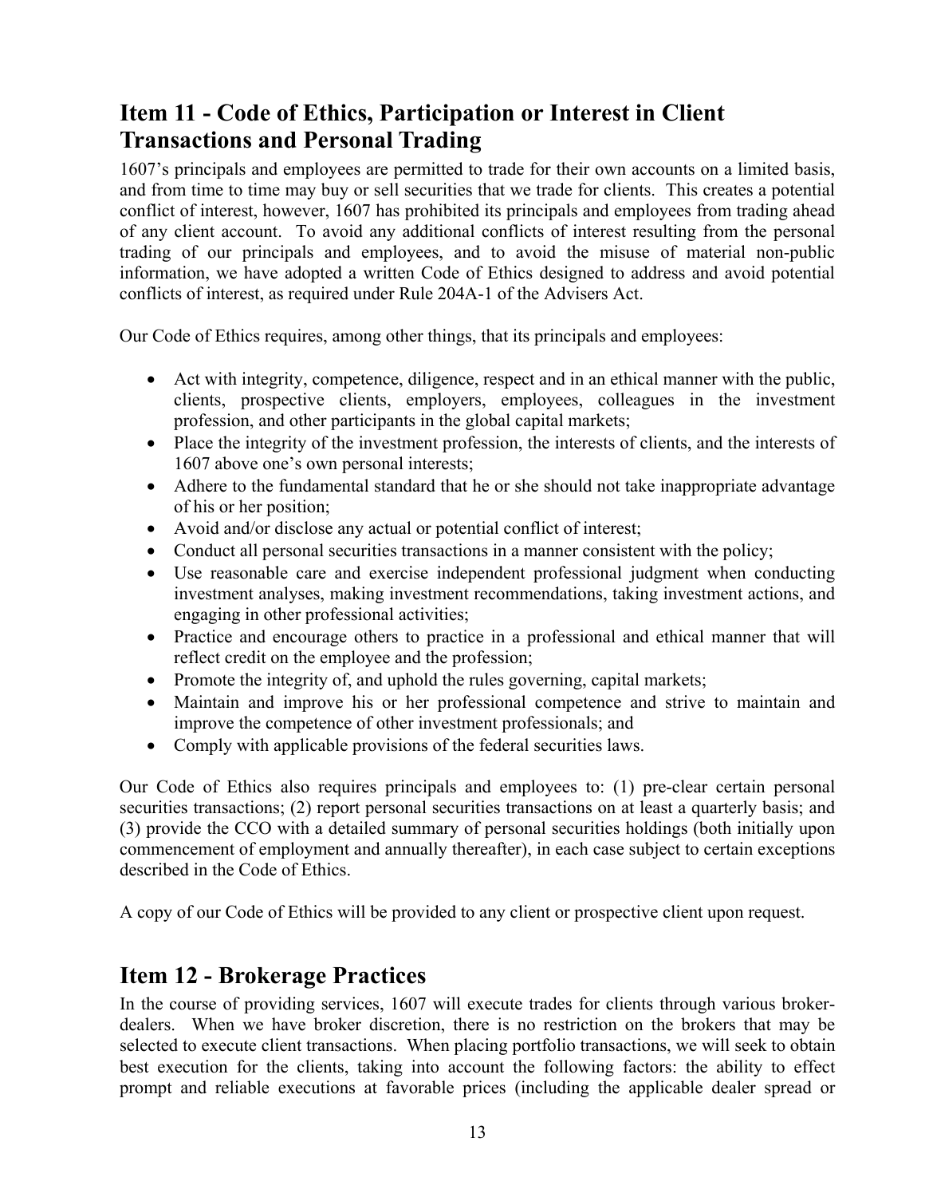## Item 11 - Code of Ethics, Participation or Interest in Client Transactions and Personal Trading

1607's principals and employees are permitted to trade for their own accounts on a limited basis, and from time to time may buy or sell securities that we trade for clients. This creates a potential conflict of interest, however, 1607 has prohibited its principals and employees from trading ahead of any client account. To avoid any additional conflicts of interest resulting from the personal trading of our principals and employees, and to avoid the misuse of material non-public information, we have adopted a written Code of Ethics designed to address and avoid potential conflicts of interest, as required under Rule 204A-1 of the Advisers Act.

Our Code of Ethics requires, among other things, that its principals and employees:

- Act with integrity, competence, diligence, respect and in an ethical manner with the public, clients, prospective clients, employers, employees, colleagues in the investment profession, and other participants in the global capital markets;
- Place the integrity of the investment profession, the interests of clients, and the interests of 1607 above one's own personal interests;
- Adhere to the fundamental standard that he or she should not take inappropriate advantage of his or her position;
- Avoid and/or disclose any actual or potential conflict of interest;
- Conduct all personal securities transactions in a manner consistent with the policy;
- Use reasonable care and exercise independent professional judgment when conducting investment analyses, making investment recommendations, taking investment actions, and engaging in other professional activities;
- Practice and encourage others to practice in a professional and ethical manner that will reflect credit on the employee and the profession;
- Promote the integrity of, and uphold the rules governing, capital markets;
- Maintain and improve his or her professional competence and strive to maintain and improve the competence of other investment professionals; and
- Comply with applicable provisions of the federal securities laws.

Our Code of Ethics also requires principals and employees to: (1) pre-clear certain personal securities transactions; (2) report personal securities transactions on at least a quarterly basis; and (3) provide the CCO with a detailed summary of personal securities holdings (both initially upon commencement of employment and annually thereafter), in each case subject to certain exceptions described in the Code of Ethics.

A copy of our Code of Ethics will be provided to any client or prospective client upon request.

## Item 12 - Brokerage Practices

In the course of providing services, 1607 will execute trades for clients through various broker-dealers. When we have broker discretion, there is no restriction on the brokers that may be selected to execute client transactions. When placing portfolio transactions, we will seek to obtain best execution for the clients, taking into account the following factors: the ability to effect prompt and reliable executions at favorable prices (including the applicable dealer spread or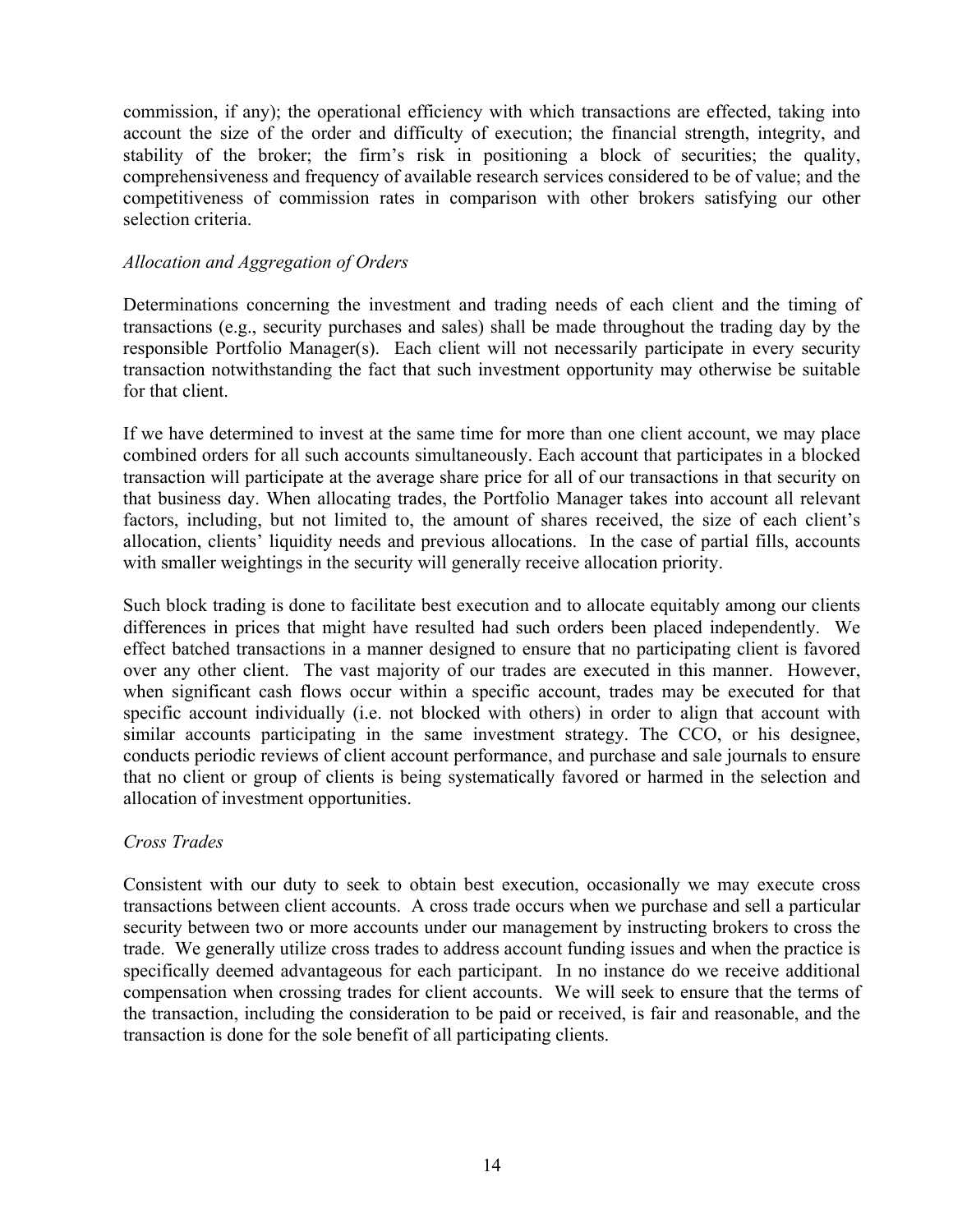commission, if any); the operational efficiency with which transactions are effected, taking into account the size of the order and difficulty of execution; the financial strength, integrity, and stability of the broker; the firm's risk in positioning a block of securities; the quality, comprehensiveness and frequency of available research services considered to be of value; and the competitiveness of commission rates in comparison with other brokers satisfying our other selection criteria.

*Allocation and Aggregation of Orders*

Determinations concerning the investment and trading needs of each client and the timing of transactions (e.g., security purchases and sales) shall be made throughout the trading day by the responsible Portfolio Manager(s). Each client will not necessarily participate in every security transaction notwithstanding the fact that such investment opportunity may otherwise be suitable for that client.

If we have determined to invest at the same time for more than one client account, we may place combined orders for all such accounts simultaneously. Each account that participates in a blocked transaction will participate at the average share price for all of our transactions in that security on that business day. When allocating trades, the Portfolio Manager takes into account all relevant factors, including, but not limited to, the amount of shares received, the size of each client's allocation, clients' liquidity needs and previous allocations. In the case of partial fills, accounts with smaller weightings in the security will generally receive allocation priority.

Such block trading is done to facilitate best execution and to allocate equitably among our clients differences in prices that might have resulted had such orders been placed independently. We effect batched transactions in a manner designed to ensure that no participating client is favored over any other client. The vast majority of our trades are executed in this manner. However, when significant cash flows occur within a specific account, trades may be executed for that specific account individually (i.e. not blocked with others) in order to align that account with similar accounts participating in the same investment strategy. The CCO, or his designee, conducts periodic reviews of client account performance, and purchase and sale journals to ensure that no client or group of clients is being systematically favored or harmed in the selection and allocation of investment opportunities.

*Cross Trades*

Consistent with our duty to seek to obtain best execution, occasionally we may execute cross transactions between client accounts. A cross trade occurs when we purchase and sell a particular security between two or more accounts under our management by instructing brokers to cross the trade. We generally utilize cross trades to address account funding issues and when the practice is specifically deemed advantageous for each participant. In no instance do we receive additional compensation when crossing trades for client accounts. We will seek to ensure that the terms of the transaction, including the consideration to be paid or received, is fair and reasonable, and the transaction is done for the sole benefit of all participating clients.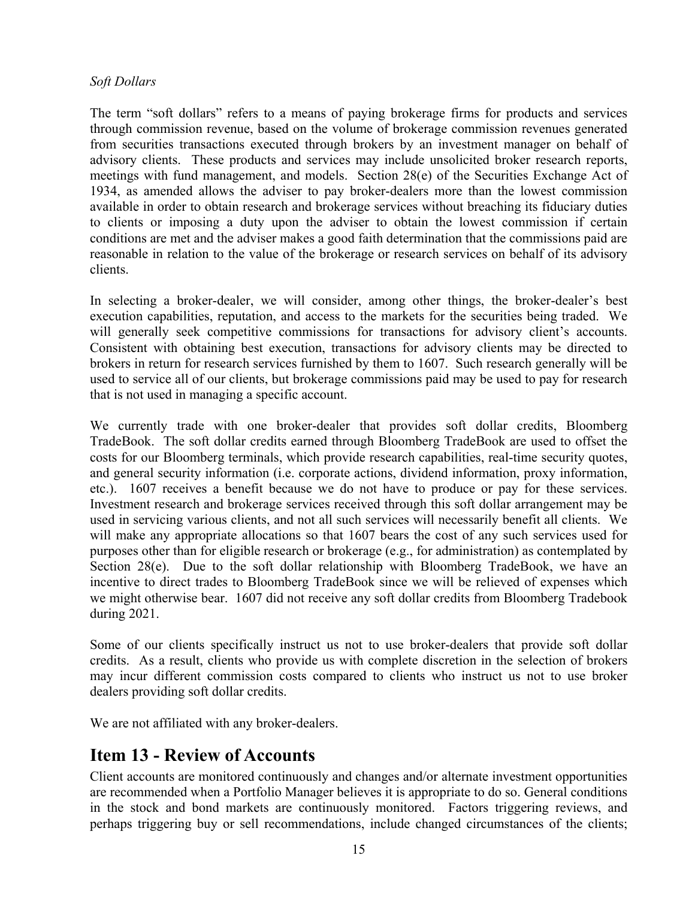*Soft Dollars*

The term "soft dollars" refers to a means of paying brokerage firms for products and services through commission revenue, based on the volume of brokerage commission revenues generated from securities transactions executed through brokers by an investment manager on behalf of advisory clients. These products and services may include unsolicited broker research reports, meetings with fund management, and models. Section 28(e) of the Securities Exchange Act of 1934, as amended allows the adviser to pay broker-dealers more than the lowest commission available in order to obtain research and brokerage services without breaching its fiduciary duties to clients or imposing a duty upon the adviser to obtain the lowest commission if certain conditions are met and the adviser makes a good faith determination that the commissions paid are reasonable in relation to the value of the brokerage or research services on behalf of its advisory clients.

In selecting a broker-dealer, we will consider, among other things, the broker-dealer's best execution capabilities, reputation, and access to the markets for the securities being traded. We will generally seek competitive commissions for transactions for advisory client's accounts. Consistent with obtaining best execution, transactions for advisory clients may be directed to brokers in return for research services furnished by them to 1607. Such research generally will be used to service all of our clients, but brokerage commissions paid may be used to pay for research that is not used in managing a specific account.

We currently trade with one broker-dealer that provides soft dollar credits, Bloomberg TradeBook. The soft dollar credits earned through Bloomberg TradeBook are used to offset the costs for our Bloomberg terminals, which provide research capabilities, real-time security quotes, and general security information (i.e. corporate actions, dividend information, proxy information, etc.). 1607 receives a benefit because we do not have to produce or pay for these services. Investment research and brokerage services received through this soft dollar arrangement may be used in servicing various clients, and not all such services will necessarily benefit all clients. We will make any appropriate allocations so that 1607 bears the cost of any such services used for purposes other than for eligible research or brokerage (e.g., for administration) as contemplated by Section 28(e). Due to the soft dollar relationship with Bloomberg TradeBook, we have an incentive to direct trades to Bloomberg TradeBook since we will be relieved of expenses which we might otherwise bear. 1607 did not receive any soft dollar credits from Bloomberg Tradebook during 2021.

Some of our clients specifically instruct us not to use broker-dealers that provide soft dollar credits. As a result, clients who provide us with complete discretion in the selection of brokers may incur different commission costs compared to clients who instruct us not to use broker dealers providing soft dollar credits.

We are not affiliated with any broker-dealers.

## Item 13 - Review of Accounts

Client accounts are monitored continuously and changes and/or alternate investment opportunities are recommended when a Portfolio Manager believes it is appropriate to do so. General conditions in the stock and bond markets are continuously monitored. Factors triggering reviews, and perhaps triggering buy or sell recommendations, include changed circumstances of the clients;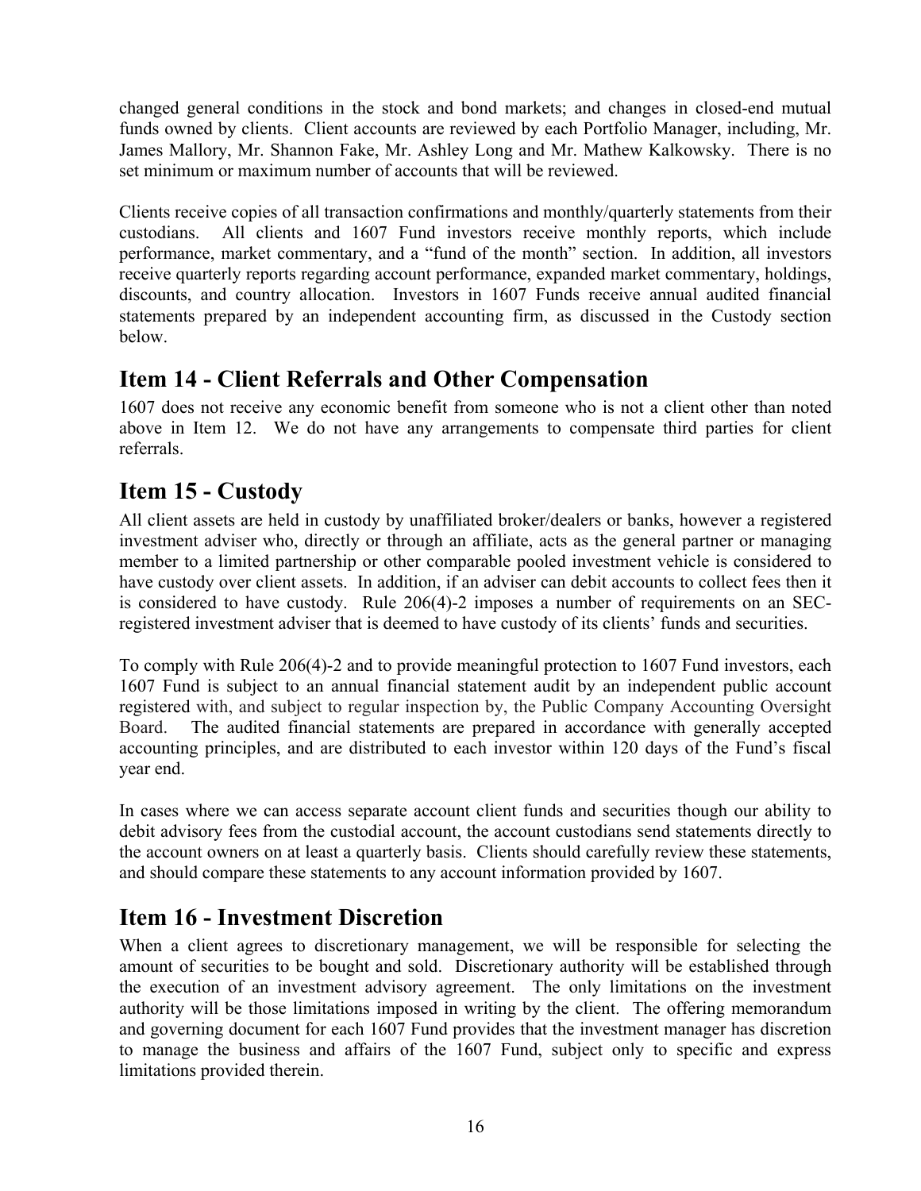changed general conditions in the stock and bond markets; and changes in closed-end mutual funds owned by clients. Client accounts are reviewed by each Portfolio Manager, including, Mr. James Mallory, Mr. Shannon Fake, Mr. Ashley Long and Mr. Mathew Kalkowsky. There is no set minimum or maximum number of accounts that will be reviewed.

Clients receive copies of all transaction confirmations and monthly/quarterly statements from their custodians. All clients and 1607 Fund investors receive monthly reports, which include performance, market commentary, and a "fund of the month" section. In addition, all investors receive quarterly reports regarding account performance, expanded market commentary, holdings, discounts, and country allocation. Investors in 1607 Funds receive annual audited financial statements prepared by an independent accounting firm, as discussed in the Custody section below.

## Item 14 - Client Referrals and Other Compensation

1607 does not receive any economic benefit from someone who is not a client other than noted above in Item 12. We do not have any arrangements to compensate third parties for client referrals.

## Item 15 - Custody

All client assets are held in custody by unaffiliated broker/dealers or banks, however a registered investment adviser who, directly or through an affiliate, acts as the general partner or managing member to a limited partnership or other comparable pooled investment vehicle is considered to have custody over client assets. In addition, if an adviser can debit accounts to collect fees then it is considered to have custody. Rule 206(4)-2 imposes a number of requirements on an SEC-registered investment adviser that is deemed to have custody of its clients' funds and securities.

To comply with Rule 206(4)-2 and to provide meaningful protection to 1607 Fund investors, each 1607 Fund is subject to an annual financial statement audit by an independent public account registered with, and subject to regular inspection by, the Public Company Accounting Oversight Board. The audited financial statements are prepared in accordance with generally accepted accounting principles, and are distributed to each investor within 120 days of the Fund's fiscal year end.

In cases where we can access separate account client funds and securities though our ability to debit advisory fees from the custodial account, the account custodians send statements directly to the account owners on at least a quarterly basis. Clients should carefully review these statements, and should compare these statements to any account information provided by 1607.

## Item 16 - Investment Discretion

When a client agrees to discretionary management, we will be responsible for selecting the amount of securities to be bought and sold. Discretionary authority will be established through the execution of an investment advisory agreement. The only limitations on the investment authority will be those limitations imposed in writing by the client. The offering memorandum and governing document for each 1607 Fund provides that the investment manager has discretion to manage the business and affairs of the 1607 Fund, subject only to specific and express limitations provided therein.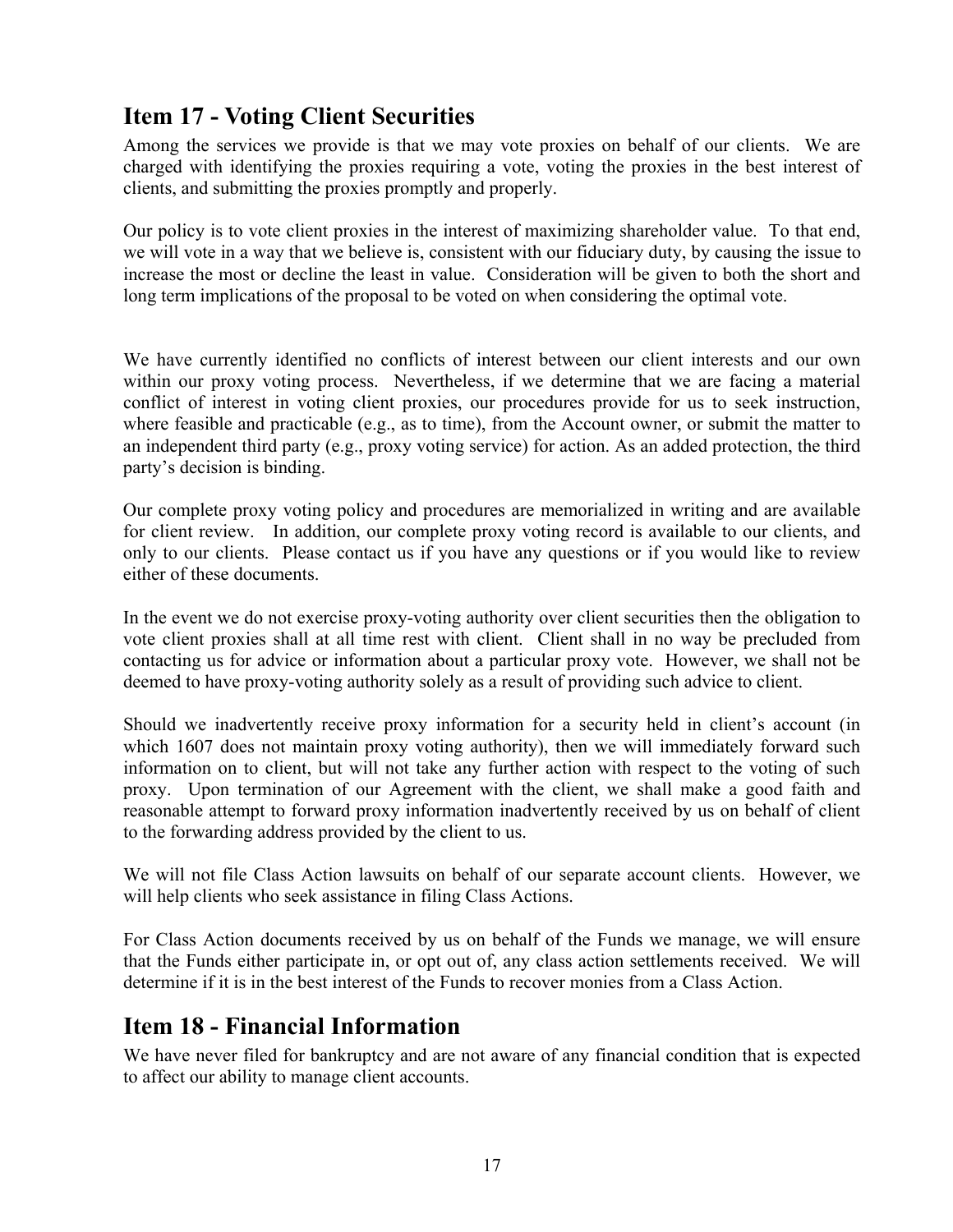## Item 17 - Voting Client Securities

Among the services we provide is that we may vote proxies on behalf of our clients. We are charged with identifying the proxies requiring a vote, voting the proxies in the best interest of clients, and submitting the proxies promptly and properly.

Our policy is to vote client proxies in the interest of maximizing shareholder value. To that end, we will vote in a way that we believe is, consistent with our fiduciary duty, by causing the issue to increase the most or decline the least in value. Consideration will be given to both the short and long term implications of the proposal to be voted on when considering the optimal vote.

We have currently identified no conflicts of interest between our client interests and our own within our proxy voting process. Nevertheless, if we determine that we are facing a material conflict of interest in voting client proxies, our procedures provide for us to seek instruction, where feasible and practicable (e.g., as to time), from the Account owner, or submit the matter to an independent third party (e.g., proxy voting service) for action. As an added protection, the third party's decision is binding.

Our complete proxy voting policy and procedures are memorialized in writing and are available for client review. In addition, our complete proxy voting record is available to our clients, and only to our clients. Please contact us if you have any questions or if you would like to review either of these documents.

In the event we do not exercise proxy-voting authority over client securities then the obligation to vote client proxies shall at all time rest with client. Client shall in no way be precluded from contacting us for advice or information about a particular proxy vote. However, we shall not be deemed to have proxy-voting authority solely as a result of providing such advice to client.

Should we inadvertently receive proxy information for a security held in client's account (in which 1607 does not maintain proxy voting authority), then we will immediately forward such information on to client, but will not take any further action with respect to the voting of such proxy. Upon termination of our Agreement with the client, we shall make a good faith and reasonable attempt to forward proxy information inadvertently received by us on behalf of client to the forwarding address provided by the client to us.

We will not file Class Action lawsuits on behalf of our separate account clients. However, we will help clients who seek assistance in filing Class Actions.

For Class Action documents received by us on behalf of the Funds we manage, we will ensure that the Funds either participate in, or opt out of, any class action settlements received. We will determine if it is in the best interest of the Funds to recover monies from a Class Action.

## Item 18 - Financial Information

We have never filed for bankruptcy and are not aware of any financial condition that is expected to affect our ability to manage client accounts.